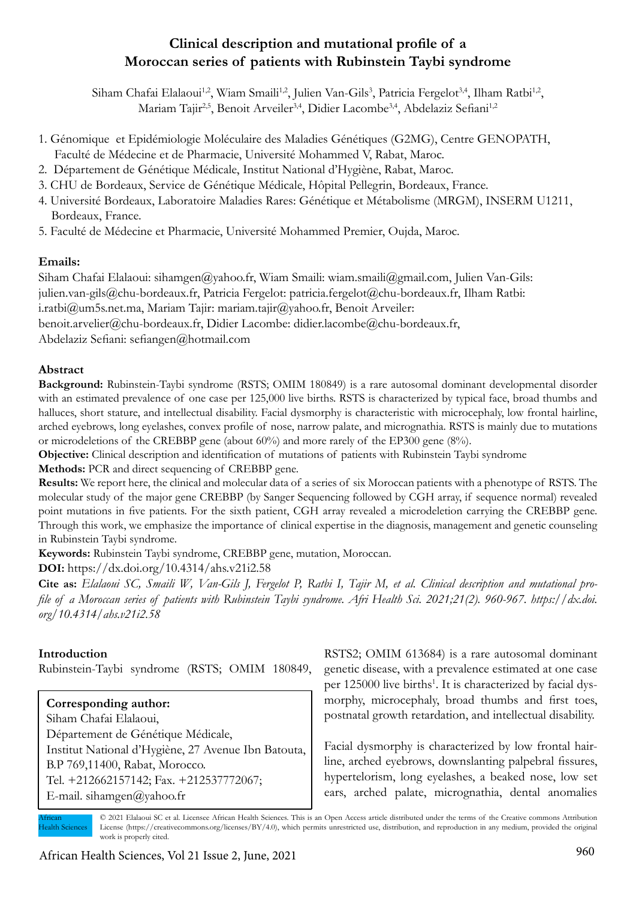# Clinical description and mutational profile of a Moroccan series of patients with Rubinstein Taybi syndrome

Siham Chafai Elalaoui[1,2], Wiam Smaili[1,2], Julien Van-Gils[3], Patricia Fergelot[3,4], Ilham Ratbi[1,2], Mariam Tajir[2,5], Benoit Arveiler[3,4], Didier Lacombe[3,4], Abdelaziz Sefiani[1,2]

1. Génomique et Epidémiologie Moléculaire des Maladies Génétiques (G2MG), Centre GENOPATH, Faculté de Médecine et de Pharmacie, Université Mohammed V, Rabat, Maroc.
2. Département de Génétique Médicale, Institut National d'Hygiène, Rabat, Maroc.
3. CHU de Bordeaux, Service de Génétique Médicale, Hôpital Pellegrin, Bordeaux, France.
4. Université Bordeaux, Laboratoire Maladies Rares: Génétique et Métabolisme (MRGM), INSERM U1211, Bordeaux, France.
5. Faculté de Médecine et Pharmacie, Université Mohammed Premier, Oujda, Maroc.

**Emails:**
Siham Chafai Elalaoui: sihamgen@yahoo.fr, Wiam Smaili: wiam.smaili@gmail.com, Julien Van-Gils: julien.van-gils@chu-bordeaux.fr, Patricia Fergelot: patricia.fergelot@chu-bordeaux.fr, Ilham Ratbi: i.ratbi@um5s.net.ma, Mariam Tajir: mariam.tajir@yahoo.fr, Benoit Arveiler: benoit.arvelier@chu-bordeaux.fr, Didier Lacombe: didier.lacombe@chu-bordeaux.fr, Abdelaziz Sefiani: sefiangen@hotmail.com

## Abstract

**Background:** Rubinstein-Taybi syndrome (RSTS; OMIM 180849) is a rare autosomal dominant developmental disorder with an estimated prevalence of one case per 125,000 live births. RSTS is characterized by typical face, broad thumbs and halluces, short stature, and intellectual disability. Facial dysmorphy is characteristic with microcephaly, low frontal hairline, arched eyebrows, long eyelashes, convex profile of nose, narrow palate, and micrognathia. RSTS is mainly due to mutations or microdeletions of the CREBBP gene (about 60%) and more rarely of the EP300 gene (8%).

**Objective:** Clinical description and identification of mutations of patients with Rubinstein Taybi syndrome

**Methods:** PCR and direct sequencing of CREBBP gene.

**Results:** We report here, the clinical and molecular data of a series of six Moroccan patients with a phenotype of RSTS. The molecular study of the major gene CREBBP (by Sanger Sequencing followed by CGH array, if sequence normal) revealed point mutations in five patients. For the sixth patient, CGH array revealed a microdeletion carrying the CREBBP gene. Through this work, we emphasize the importance of clinical expertise in the diagnosis, management and genetic counseling in Rubinstein Taybi syndrome.

**Keywords:** Rubinstein Taybi syndrome, CREBBP gene, mutation, Moroccan.

**DOI:** https://dx.doi.org/10.4314/ahs.v21i2.58

**Cite as:** *Elalaoui SC, Smaili W, Van-Gils J, Fergelot P, Ratbi I, Tajir M, et al. Clinical description and mutational profile of a Moroccan series of patients with Rubinstein Taybi syndrome. Afri Health Sci. 2021;21(2). 960-967. https://dx.doi.org/10.4314/ahs.v21i2.58*

**Corresponding author:**
Siham Chafai Elalaoui,
Département de Génétique Médicale,
Institut National d'Hygiène, 27 Avenue Ibn Batouta, B.P 769,11400, Rabat, Morocco.
Tel. +212662157142; Fax. +212537772067;
E-mail. sihamgen@yahoo.fr

## Introduction

Rubinstein-Taybi syndrome (RSTS; OMIM 180849, RSTS2; OMIM 613684) is a rare autosomal dominant genetic disease, with a prevalence estimated at one case per 125000 live births[1]. It is characterized by facial dysmorphy, microcephaly, broad thumbs and first toes, postnatal growth retardation, and intellectual disability.

Facial dysmorphy is characterized by low frontal hairline, arched eyebrows, downslanting palpebral fissures, hypertelorism, long eyelashes, a beaked nose, low set ears, arched palate, micrognathia, dental anomalies

© 2021 Elalaoui SC et al. Licensee African Health Sciences. This is an Open Access article distributed under the terms of the Creative commons Attribution License (https://creativecommons.org/licenses/BY/4.0), which permits unrestricted use, distribution, and reproduction in any medium, provided the original work is properly cited.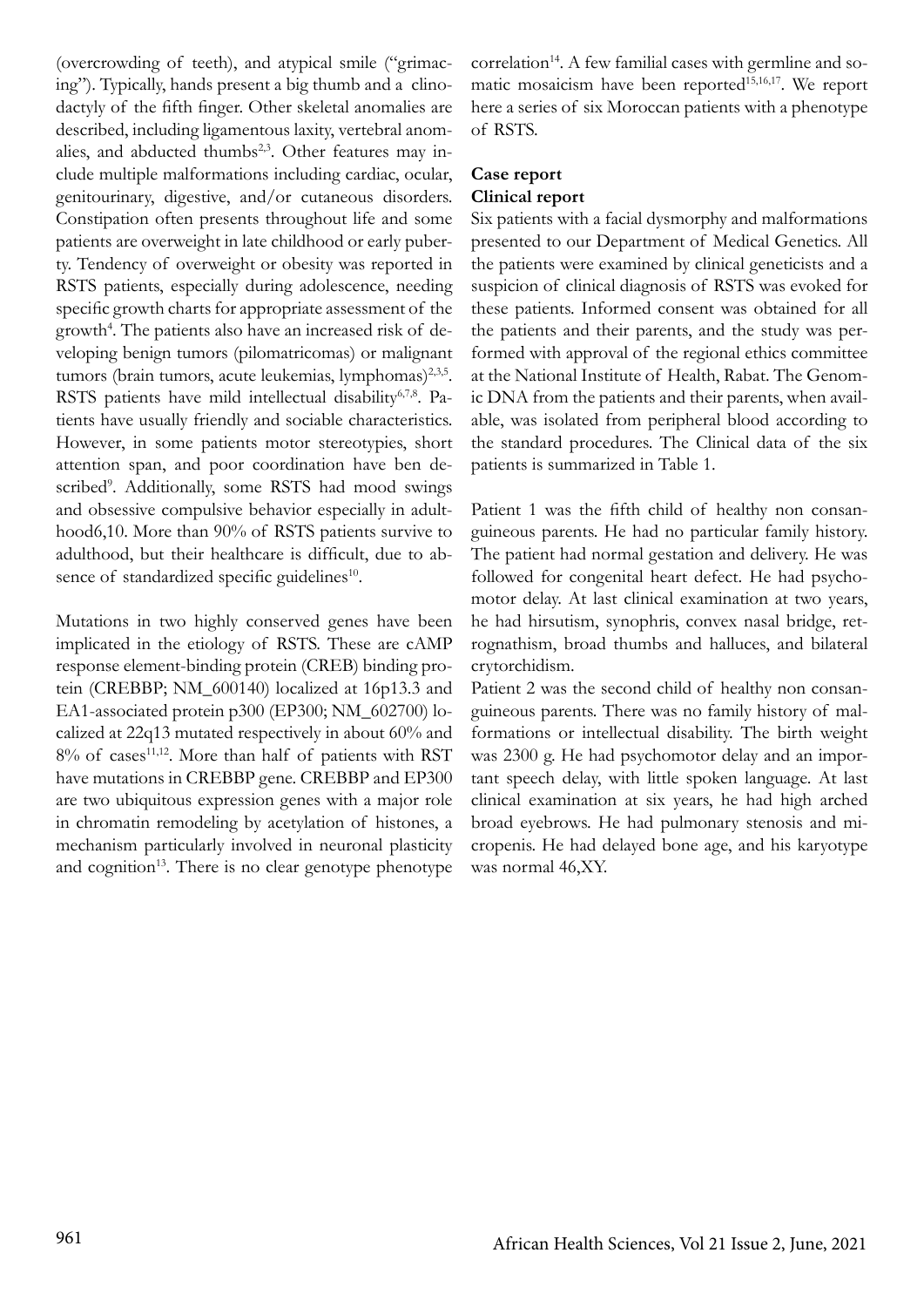(overcrowding of teeth), and atypical smile ("grimacing"). Typically, hands present a big thumb and a clinodactyly of the fifth finger. Other skeletal anomalies are described, including ligamentous laxity, vertebral anomalies, and abducted thumbs[2,3]. Other features may include multiple malformations including cardiac, ocular, genitourinary, digestive, and/or cutaneous disorders. Constipation often presents throughout life and some patients are overweight in late childhood or early puberty. Tendency of overweight or obesity was reported in RSTS patients, especially during adolescence, needing specific growth charts for appropriate assessment of the growth[4]. The patients also have an increased risk of developing benign tumors (pilomatricomas) or malignant tumors (brain tumors, acute leukemias, lymphomas)[2,3,5]. RSTS patients have mild intellectual disability[6,7,8]. Patients have usually friendly and sociable characteristics. However, in some patients motor stereotypies, short attention span, and poor coordination have ben described[9]. Additionally, some RSTS had mood swings and obsessive compulsive behavior especially in adulthood6,10. More than 90% of RSTS patients survive to adulthood, but their healthcare is difficult, due to absence of standardized specific guidelines[10].

Mutations in two highly conserved genes have been implicated in the etiology of RSTS. These are cAMP response element-binding protein (CREB) binding protein (CREBBP; NM_600140) localized at 16p13.3 and EA1-associated protein p300 (EP300; NM_602700) localized at 22q13 mutated respectively in about 60% and 8% of cases[11,12]. More than half of patients with RST have mutations in CREBBP gene. CREBBP and EP300 are two ubiquitous expression genes with a major role in chromatin remodeling by acetylation of histones, a mechanism particularly involved in neuronal plasticity and cognition[13]. There is no clear genotype phenotype correlation[14]. A few familial cases with germline and somatic mosaicism have been reported[15,16,17]. We report here a series of six Moroccan patients with a phenotype of RSTS.

## Case report

### Clinical report

Six patients with a facial dysmorphy and malformations presented to our Department of Medical Genetics. All the patients were examined by clinical geneticists and a suspicion of clinical diagnosis of RSTS was evoked for these patients. Informed consent was obtained for all the patients and their parents, and the study was performed with approval of the regional ethics committee at the National Institute of Health, Rabat. The Genomic DNA from the patients and their parents, when available, was isolated from peripheral blood according to the standard procedures. The Clinical data of the six patients is summarized in Table 1.

Patient 1 was the fifth child of healthy non consanguineous parents. He had no particular family history. The patient had normal gestation and delivery. He was followed for congenital heart defect. He had psychomotor delay. At last clinical examination at two years, he had hirsutism, synophris, convex nasal bridge, retrognathism, broad thumbs and halluces, and bilateral crytorchidism.

Patient 2 was the second child of healthy non consanguineous parents. There was no family history of malformations or intellectual disability. The birth weight was 2300 g. He had psychomotor delay and an important speech delay, with little spoken language. At last clinical examination at six years, he had high arched broad eyebrows. He had pulmonary stenosis and micropenis. He had delayed bone age, and his karyotype was normal 46,XY.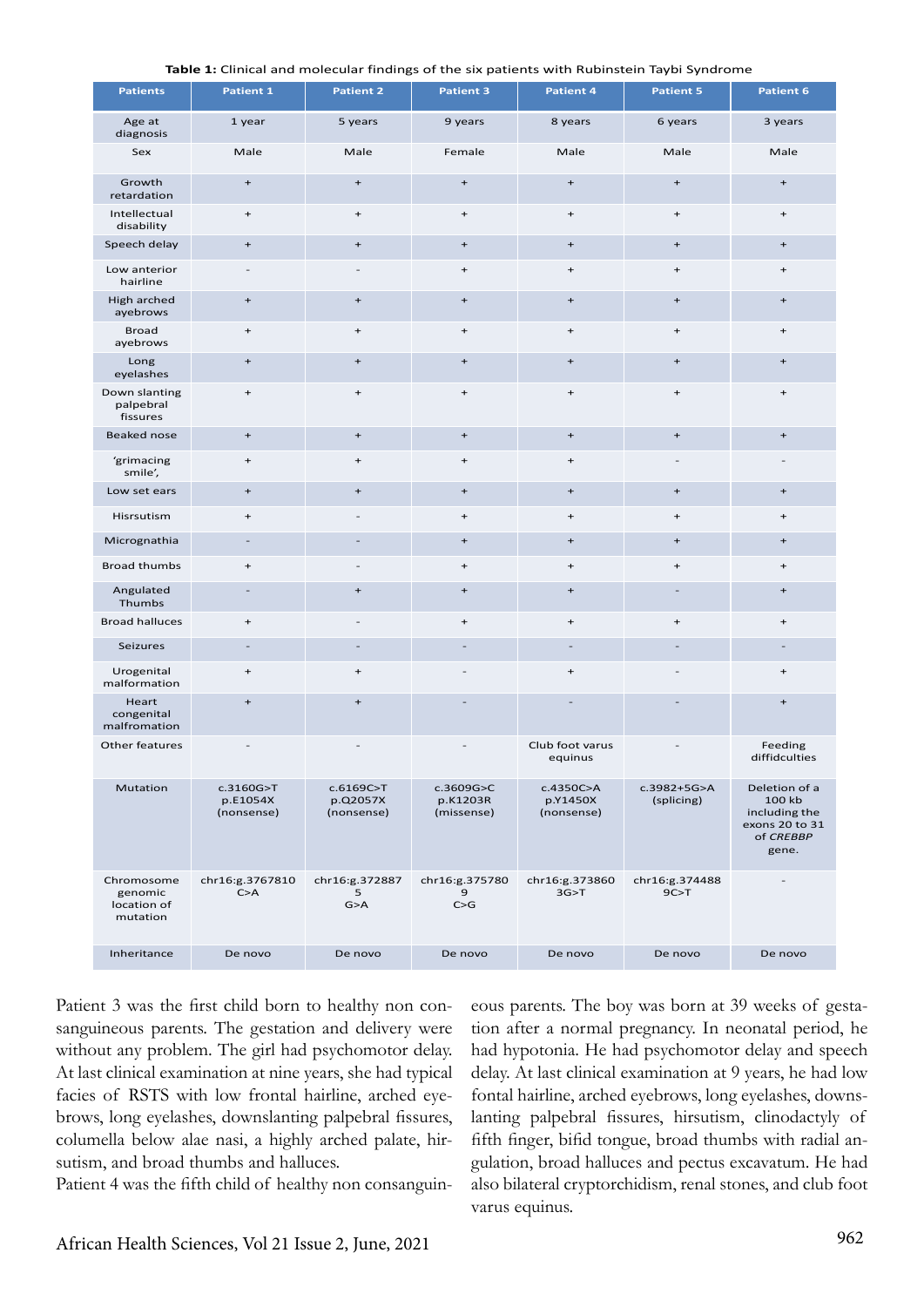**Table 1:** Clinical and molecular findings of the six patients with Rubinstein Taybi Syndrome

| Patients | Patient 1 | Patient 2 | Patient 3 | Patient 4 | Patient 5 | Patient 6 |
|---|---|---|---|---|---|---|
| Age at diagnosis | 1 year | 5 years | 9 years | 8 years | 6 years | 3 years |
| Sex | Male | Male | Female | Male | Male | Male |
| Growth retardation | + | + | + | + | + | + |
| Intellectual disability | + | + | + | + | + | + |
| Speech delay | + | + | + | + | + | + |
| Low anterior hairline | - | - | + | + | + | + |
| High arched ayebrows | + | + | + | + | + | + |
| Broad ayebrows | + | + | + | + | + | + |
| Long eyelashes | + | + | + | + | + | + |
| Down slanting palpebral fissures | + | + | + | + | + | + |
| Beaked nose | + | + | + | + | + | + |
| 'grimacing smile', | + | + | + | + | - | - |
| Low set ears | + | + | + | + | + | + |
| Hisrsutism | + | - | + | + | + | + |
| Micrognathia | - | - | + | + | + | + |
| Broad thumbs | + | - | + | + | + | + |
| Angulated Thumbs | - | + | + | + | - | + |
| Broad halluces | + | - | + | + | + | + |
| Seizures | - | - | - | - | - | - |
| Urogenital malformation | + | + | - | + | - | + |
| Heart congenital malfromation | + | + | - | - | - | + |
| Other features | - | - | - | Club foot varus equinus | - | Feeding diffidculties |
| Mutation | c.3160G>T p.E1054X (nonsense) | c.6169C>T p.Q2057X (nonsense) | c.3609G>C p.K1203R (missense) | c.4350C>A p.Y1450X (nonsense) | c.3982+5G>A (splicing) | Deletion of a 100 kb including the exons 20 to 31 of *CREBBP* gene. |
| Chromosome genomic location of mutation | chr16:g.3767810 C>A | chr16:g.3728875 G>A | chr16:g.3757809 C>G | chr16:g.3738603G>T | chr16:g.3744889C>T | - |
| Inheritance | De novo | De novo | De novo | De novo | De novo | De novo |

Patient 3 was the first child born to healthy non consanguineous parents. The gestation and delivery were without any problem. The girl had psychomotor delay. At last clinical examination at nine years, she had typical facies of RSTS with low frontal hairline, arched eyebrows, long eyelashes, downslanting palpebral fissures, columella below alae nasi, a highly arched palate, hirsutism, and broad thumbs and halluces.

Patient 4 was the fifth child of healthy non consanguineous parents. The boy was born at 39 weeks of gestation after a normal pregnancy. In neonatal period, he had hypotonia. He had psychomotor delay and speech delay. At last clinical examination at 9 years, he had low fontal hairline, arched eyebrows, long eyelashes, downslanting palpebral fissures, hirsutism, clinodactyly of fifth finger, bifid tongue, broad thumbs with radial angulation, broad halluces and pectus excavatum. He had also bilateral cryptorchidism, renal stones, and club foot varus equinus.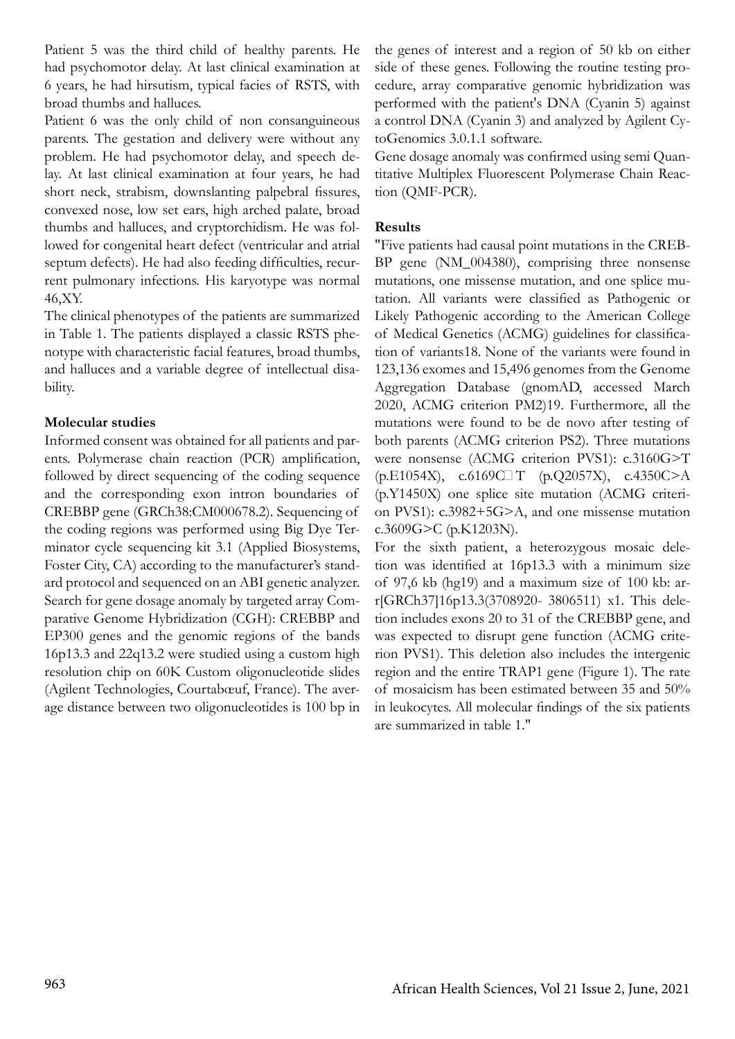Patient 5 was the third child of healthy parents. He had psychomotor delay. At last clinical examination at 6 years, he had hirsutism, typical facies of RSTS, with broad thumbs and halluces.

Patient 6 was the only child of non consanguineous parents. The gestation and delivery were without any problem. He had psychomotor delay, and speech delay. At last clinical examination at four years, he had short neck, strabism, downslanting palpebral fissures, convexed nose, low set ears, high arched palate, broad thumbs and halluces, and cryptorchidism. He was followed for congenital heart defect (ventricular and atrial septum defects). He had also feeding difficulties, recurrent pulmonary infections. His karyotype was normal 46,XY.

The clinical phenotypes of the patients are summarized in Table 1. The patients displayed a classic RSTS phenotype with characteristic facial features, broad thumbs, and halluces and a variable degree of intellectual disability.

**Molecular studies**

Informed consent was obtained for all patients and parents. Polymerase chain reaction (PCR) amplification, followed by direct sequencing of the coding sequence and the corresponding exon intron boundaries of CREBBP gene (GRCh38:CM000678.2). Sequencing of the coding regions was performed using Big Dye Terminator cycle sequencing kit 3.1 (Applied Biosystems, Foster City, CA) according to the manufacturer's standard protocol and sequenced on an ABI genetic analyzer. Search for gene dosage anomaly by targeted array Comparative Genome Hybridization (CGH): CREBBP and EP300 genes and the genomic regions of the bands 16p13.3 and 22q13.2 were studied using a custom high resolution chip on 60K Custom oligonucleotide slides (Agilent Technologies, Courtabœuf, France). The average distance between two oligonucleotides is 100 bp in the genes of interest and a region of 50 kb on either side of these genes. Following the routine testing procedure, array comparative genomic hybridization was performed with the patient's DNA (Cyanin 5) against a control DNA (Cyanin 3) and analyzed by Agilent CytoGenomics 3.0.1.1 software.

Gene dosage anomaly was confirmed using semi Quantitative Multiplex Fluorescent Polymerase Chain Reaction (QMF-PCR).

**Results**

"Five patients had causal point mutations in the CREBBP gene (NM_004380), comprising three nonsense mutations, one missense mutation, and one splice mutation. All variants were classified as Pathogenic or Likely Pathogenic according to the American College of Medical Genetics (ACMG) guidelines for classification of variants18. None of the variants were found in 123,136 exomes and 15,496 genomes from the Genome Aggregation Database (gnomAD, accessed March 2020, ACMG criterion PM2)19. Furthermore, all the mutations were found to be de novo after testing of both parents (ACMG criterion PS2). Three mutations were nonsense (ACMG criterion PVS1): c.3160G>T (p.E1054X), c.6169C>T (p.Q2057X), c.4350C>A (p.Y1450X) one splice site mutation (ACMG criterion PVS1): c.3982+5G>A, and one missense mutation c.3609G>C (p.K1203N).

For the sixth patient, a heterozygous mosaic deletion was identified at 16p13.3 with a minimum size of 97,6 kb (hg19) and a maximum size of 100 kb: arr[GRCh37]16p13.3(3708920- 3806511) x1. This deletion includes exons 20 to 31 of the CREBBP gene, and was expected to disrupt gene function (ACMG criterion PVS1). This deletion also includes the intergenic region and the entire TRAP1 gene (Figure 1). The rate of mosaicism has been estimated between 35 and 50% in leukocytes. All molecular findings of the six patients are summarized in table 1."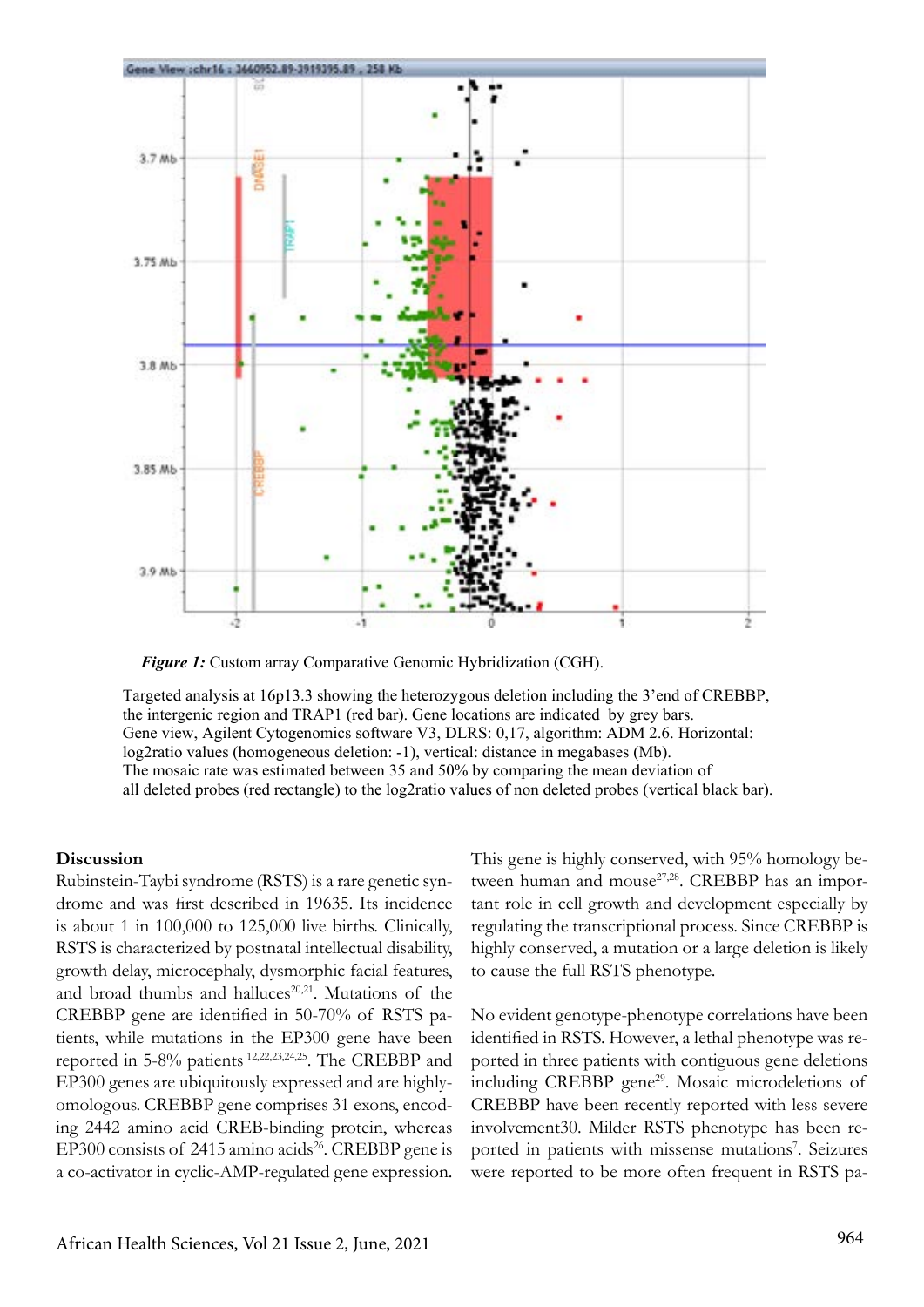*Figure 1:* Custom array Comparative Genomic Hybridization (CGH).

Targeted analysis at 16p13.3 showing the heterozygous deletion including the 3'end of CREBBP, the intergenic region and TRAP1 (red bar). Gene locations are indicated by grey bars.
Gene view, Agilent Cytogenomics software V3, DLRS: 0,17, algorithm: ADM 2.6. Horizontal: log2ratio values (homogeneous deletion: -1), vertical: distance in megabases (Mb).
The mosaic rate was estimated between 35 and 50% by comparing the mean deviation of all deleted probes (red rectangle) to the log2ratio values of non deleted probes (vertical black bar).

## Discussion

Rubinstein-Taybi syndrome (RSTS) is a rare genetic syndrome and was first described in 19635. Its incidence is about 1 in 100,000 to 125,000 live births. Clinically, RSTS is characterized by postnatal intellectual disability, growth delay, microcephaly, dysmorphic facial features, and broad thumbs and halluces[20,21]. Mutations of the CREBBP gene are identified in 50-70% of RSTS patients, while mutations in the EP300 gene have been reported in 5-8% patients [12,22,23,24,25]. The CREBBP and EP300 genes are ubiquitously expressed and are highly-omologous. CREBBP gene comprises 31 exons, encoding 2442 amino acid CREB-binding protein, whereas EP300 consists of 2415 amino acids[26]. CREBBP gene is a co-activator in cyclic-AMP-regulated gene expression. This gene is highly conserved, with 95% homology between human and mouse[27,28]. CREBBP has an important role in cell growth and development especially by regulating the transcriptional process. Since CREBBP is highly conserved, a mutation or a large deletion is likely to cause the full RSTS phenotype.

No evident genotype-phenotype correlations have been identified in RSTS. However, a lethal phenotype was reported in three patients with contiguous gene deletions including CREBBP gene[29]. Mosaic microdeletions of CREBBP have been recently reported with less severe involvement30. Milder RSTS phenotype has been reported in patients with missense mutations[7]. Seizures were reported to be more often frequent in RSTS pa-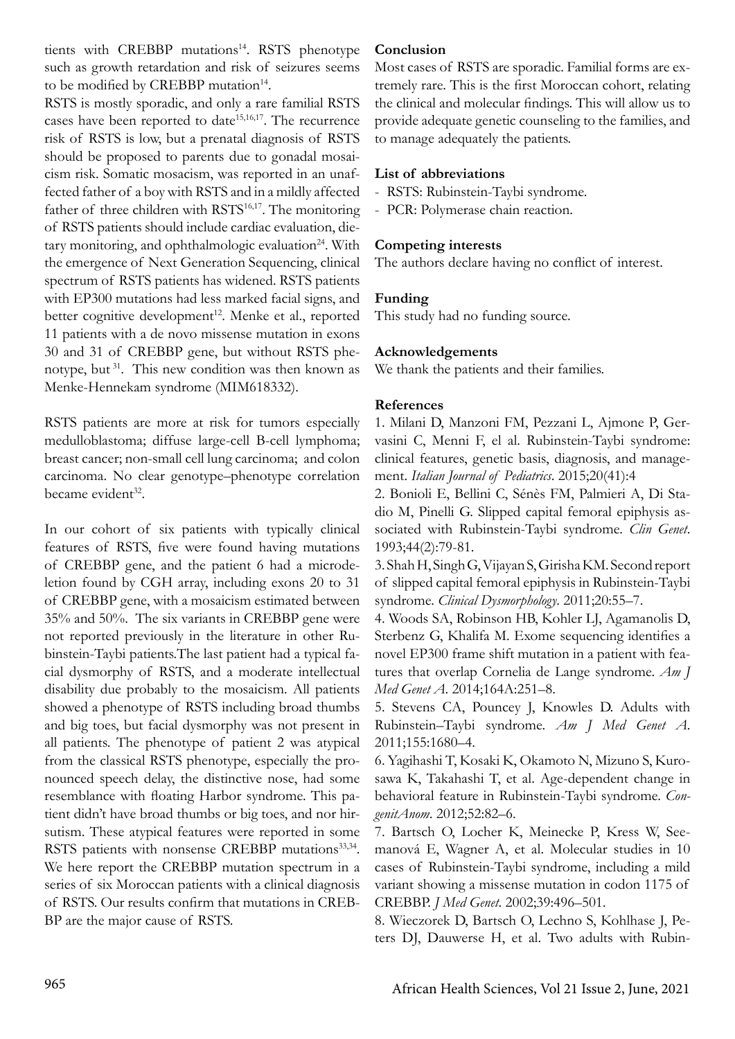tients with CREBBP mutations[14]. RSTS phenotype such as growth retardation and risk of seizures seems to be modified by CREBBP mutation[14].

RSTS is mostly sporadic, and only a rare familial RSTS cases have been reported to date[15,16,17]. The recurrence risk of RSTS is low, but a prenatal diagnosis of RSTS should be proposed to parents due to gonadal mosaicism risk. Somatic mosacism, was reported in an unaffected father of a boy with RSTS and in a mildly affected father of three children with RSTS[16,17]. The monitoring of RSTS patients should include cardiac evaluation, dietary monitoring, and ophthalmologic evaluation[24]. With the emergence of Next Generation Sequencing, clinical spectrum of RSTS patients has widened. RSTS patients with EP300 mutations had less marked facial signs, and better cognitive development[12]. Menke et al., reported 11 patients with a de novo missense mutation in exons 30 and 31 of CREBBP gene, but without RSTS phenotype, but [31]. This new condition was then known as Menke-Hennekam syndrome (MIM618332).

RSTS patients are more at risk for tumors especially medulloblastoma; diffuse large-cell B-cell lymphoma; breast cancer; non-small cell lung carcinoma; and colon carcinoma. No clear genotype–phenotype correlation became evident[32].

In our cohort of six patients with typically clinical features of RSTS, five were found having mutations of CREBBP gene, and the patient 6 had a microdeletion found by CGH array, including exons 20 to 31 of CREBBP gene, with a mosaicism estimated between 35% and 50%. The six variants in CREBBP gene were not reported previously in the literature in other Rubinstein-Taybi patients.The last patient had a typical facial dysmorphy of RSTS, and a moderate intellectual disability due probably to the mosaicism. All patients showed a phenotype of RSTS including broad thumbs and big toes, but facial dysmorphy was not present in all patients. The phenotype of patient 2 was atypical from the classical RSTS phenotype, especially the pronounced speech delay, the distinctive nose, had some resemblance with floating Harbor syndrome. This patient didn't have broad thumbs or big toes, and nor hirsutism. These atypical features were reported in some RSTS patients with nonsense CREBBP mutations[33,34]. We here report the CREBBP mutation spectrum in a series of six Moroccan patients with a clinical diagnosis of RSTS. Our results confirm that mutations in CREBBP are the major cause of RSTS.

## Conclusion

Most cases of RSTS are sporadic. Familial forms are extremely rare. This is the first Moroccan cohort, relating the clinical and molecular findings. This will allow us to provide adequate genetic counseling to the families, and to manage adequately the patients.

## List of abbreviations

- RSTS: Rubinstein-Taybi syndrome.
- PCR: Polymerase chain reaction.

## Competing interests

The authors declare having no conflict of interest.

## Funding

This study had no funding source.

## Acknowledgements

We thank the patients and their families.

## References

1. Milani D, Manzoni FM, Pezzani L, Ajmone P, Gervasini C, Menni F, el al. Rubinstein-Taybi syndrome: clinical features, genetic basis, diagnosis, and management. *Italian Journal of Pediatrics*. 2015;20(41):4
2. Bonioli E, Bellini C, Sénès FM, Palmieri A, Di Stadio M, Pinelli G. Slipped capital femoral epiphysis associated with Rubinstein-Taybi syndrome. *Clin Genet*. 1993;44(2):79-81.
3. Shah H, Singh G, Vijayan S, Girisha KM. Second report of slipped capital femoral epiphysis in Rubinstein-Taybi syndrome. *Clinical Dysmorphology*. 2011;20:55–7.
4. Woods SA, Robinson HB, Kohler LJ, Agamanolis D, Sterbenz G, Khalifa M. Exome sequencing identifies a novel EP300 frame shift mutation in a patient with features that overlap Cornelia de Lange syndrome. *Am J Med Genet A*. 2014;164A:251–8.
5. Stevens CA, Pouncey J, Knowles D. Adults with Rubinstein–Taybi syndrome. *Am J Med Genet A*. 2011;155:1680–4.
6. Yagihashi T, Kosaki K, Okamoto N, Mizuno S, Kurosawa K, Takahashi T, et al. Age-dependent change in behavioral feature in Rubinstein-Taybi syndrome. *CongenitAnom*. 2012;52:82–6.
7. Bartsch O, Locher K, Meinecke P, Kress W, Seemanová E, Wagner A, et al. Molecular studies in 10 cases of Rubinstein-Taybi syndrome, including a mild variant showing a missense mutation in codon 1175 of CREBBP. *J Med Genet*. 2002;39:496–501.
8. Wieczorek D, Bartsch O, Lechno S, Kohlhase J, Peters DJ, Dauwerse H, et al. Two adults with Rubin-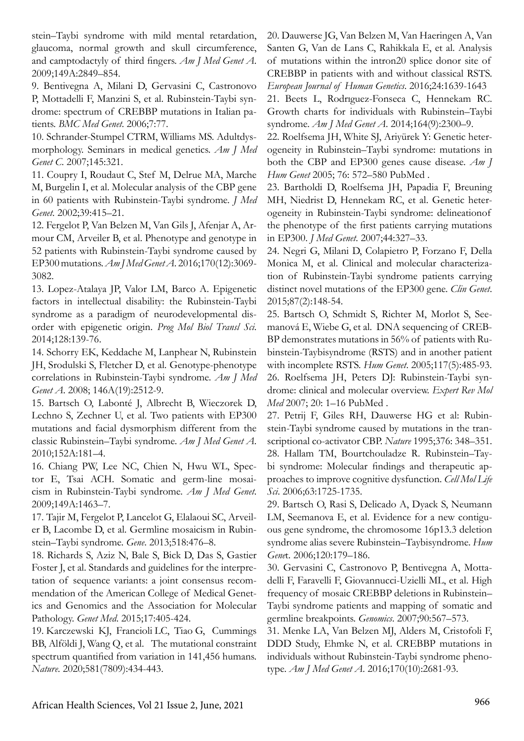stein–Taybi syndrome with mild mental retardation, glaucoma, normal growth and skull circumference, and camptodactyly of third fingers. *Am J Med Genet A*. 2009;149A:2849–854.

9. Bentivegna A, Milani D, Gervasini C, Castronovo P, Mottadelli F, Manzini S, et al. Rubinstein-Taybi syndrome: spectrum of CREBBP mutations in Italian patients. *BMC Med Genet*. 2006;7:77.

10. Schrander-Stumpel CTRM, Williams MS. Adultdysmorphology. Seminars in medical genetics. *Am J Med Genet C*. 2007;145:321.

11. Coupry I, Roudaut C, Stef M, Delrue MA, Marche M, Burgelin I, et al. Molecular analysis of the CBP gene in 60 patients with Rubinstein-Taybi syndrome. *J Med Genet*. 2002;39:415–21.

12. Fergelot P, Van Belzen M, Van Gils J, Afenjar A, Armour CM, Arveiler B, et al. Phenotype and genotype in 52 patients with Rubinstein-Taybi syndrome caused by EP300 mutations. *Am J Med Genet A*. 2016;170(12):3069-3082.

13. Lopez-Atalaya JP, Valor LM, Barco A. Epigenetic factors in intellectual disability: the Rubinstein-Taybi syndrome as a paradigm of neurodevelopmental disorder with epigenetic origin. *Prog Mol Biol Transl Sci*. 2014;128:139-76.

14. Schorry EK, Keddache M, Lanphear N, Rubinstein JH, Srodulski S, Fletcher D, et al. Genotype-phenotype correlations in Rubinstein-Taybi syndrome. *Am J Med Genet A*. 2008; 146A(19):2512-9.

15. Bartsch O, Labonté J, Albrecht B, Wieczorek D, Lechno S, Zechner U, et al. Two patients with EP300 mutations and facial dysmorphism different from the classic Rubinstein–Taybi syndrome. *Am J Med Genet A*. 2010;152A:181–4.

16. Chiang PW, Lee NC, Chien N, Hwu WL, Spector E, Tsai ACH. Somatic and germ-line mosaicism in Rubinstein-Taybi syndrome. *Am J Med Genet*. 2009;149A:1463–7.

17. Tajir M, Fergelot P, Lancelot G, Elalaoui SC, Arveiler B, Lacombe D, et al. Germline mosaicism in Rubinstein–Taybi syndrome. *Gene*. 2013;518:476–8.

18. Richards S, Aziz N, Bale S, Bick D, Das S, Gastier Foster J, et al. Standards and guidelines for the interpretation of sequence variants: a joint consensus recommendation of the American College of Medical Genetics and Genomics and the Association for Molecular Pathology. *Genet Med*. 2015;17:405-424.

19. Karczewski KJ, Francioli LC, Tiao G, Cummings BB, Alföldi J, Wang Q, et al. The mutational constraint spectrum quantified from variation in 141,456 humans. *Nature*. 2020;581(7809):434-443.

20. Dauwerse JG, Van Belzen M, Van Haeringen A, Van Santen G, Van de Lans C, Rahikkala E, et al. Analysis of mutations within the intron20 splice donor site of CREBBP in patients with and without classical RSTS. *European Journal of Human Genetics*. 2016;24:1639-1643

21. Beets L, Rodrıguez-Fonseca C, Hennekam RC. Growth charts for individuals with Rubinstein–Taybi syndrome. *Am J Med Genet A*. 2014;164(9):2300–9.

22. Roelfsema JH, White SJ, Ariyürek Y: Genetic heterogeneity in Rubinstein–Taybi syndrome: mutations in both the CBP and EP300 genes cause disease. *Am J Hum Genet* 2005; 76: 572–580 PubMed .

23. Bartholdi D, Roelfsema JH, Papadia F, Breuning MH, Niedrist D, Hennekam RC, et al. Genetic heterogeneity in Rubinstein-Taybi syndrome: delineationof the phenotype of the first patients carrying mutations in EP300. *J Med Genet*. 2007;44:327–33.

24. Negri G, Milani D, Colapietro P, Forzano F, Della Monica M, et al. Clinical and molecular characterization of Rubinstein-Taybi syndrome patients carrying distinct novel mutations of the EP300 gene. *Clin Genet*. 2015;87(2):148-54.

25. Bartsch O, Schmidt S, Richter M, Morlot S, Seemanová E, Wiebe G, et al. DNA sequencing of CREBBP demonstrates mutations in 56% of patients with Rubinstein-Taybisyndrome (RSTS) and in another patient with incomplete RSTS. *Hum Genet*. 2005;117(5):485-93.

26. Roelfsema JH, Peters DJ: Rubinstein-Taybi syndrome: clinical and molecular overview. *Expert Rev Mol Med* 2007; 20: 1–16 PubMed .

27. Petrij F, Giles RH, Dauwerse HG et al: Rubinstein-Taybi syndrome caused by mutations in the transcriptional co-activator CBP. *Nature* 1995;376: 348–351.

28. Hallam TM, Bourtchouladze R. Rubinstein–Taybi syndrome: Molecular findings and therapeutic approaches to improve cognitive dysfunction. *Cell Mol Life Sci*. 2006;63:1725-1735.

29. Bartsch O, Rasi S, Delicado A, Dyack S, Neumann LM, Seemanova E, et al. Evidence for a new contiguous gene syndrome, the chromosome 16p13.3 deletion syndrome alias severe Rubinstein–Taybisyndrome. *Hum Gene*t. 2006;120:179–186.

30. Gervasini C, Castronovo P, Bentivegna A, Mottadelli F, Faravelli F, Giovannucci-Uzielli ML, et al. High frequency of mosaic CREBBP deletions in Rubinstein–Taybi syndrome patients and mapping of somatic and germline breakpoints. *Genomics*. 2007;90:567–573.

31. Menke LA, Van Belzen MJ, Alders M, Cristofoli F, DDD Study, Ehmke N, et al. CREBBP mutations in individuals without Rubinstein-Taybi syndrome phenotype. *Am J Med Genet A*. 2016;170(10):2681-93.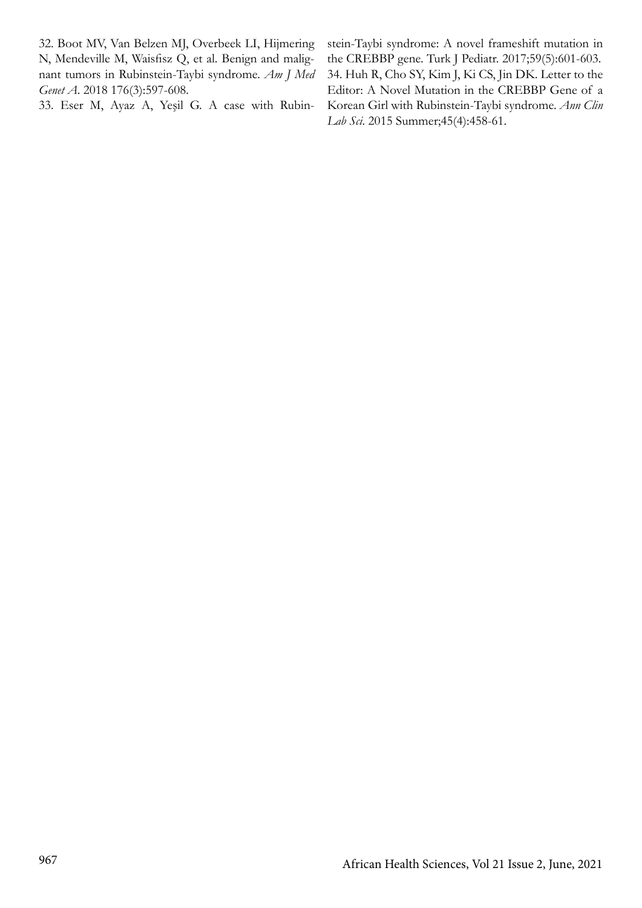32. Boot MV, Van Belzen MJ, Overbeek LI, Hijmering N, Mendeville M, Waisfisz Q, et al. Benign and malignant tumors in Rubinstein-Taybi syndrome. *Am J Med Genet A*. 2018 176(3):597-608.

33. Eser M, Ayaz A, Yeşil G. A case with Rubinstein-Taybi syndrome: A novel frameshift mutation in the CREBBP gene. Turk J Pediatr. 2017;59(5):601-603.

34. Huh R, Cho SY, Kim J, Ki CS, Jin DK. Letter to the Editor: A Novel Mutation in the CREBBP Gene of a Korean Girl with Rubinstein-Taybi syndrome. *Ann Clin Lab Sci*. 2015 Summer;45(4):458-61.